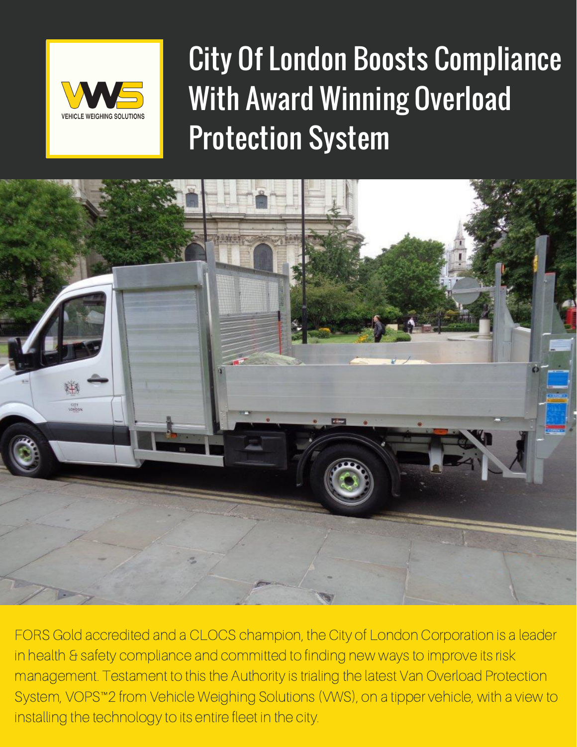VEHICLE WEIGHING SOLUTIONS

# City Of London Boosts Compliance With Award Winning Overload Protection System

FORS Gold accredited and a CLOCS champion, the City of London Corporation is a leader in health & safety compliance and committed to finding new ways to improve its risk management. Testament to this the Authority is trialing the latest Van Overload Protection System, VOPS™2 from Vehicle Weighing Solutions (VWS), on a tipper vehicle, with a view to installing the technology to its entire fleet in the city.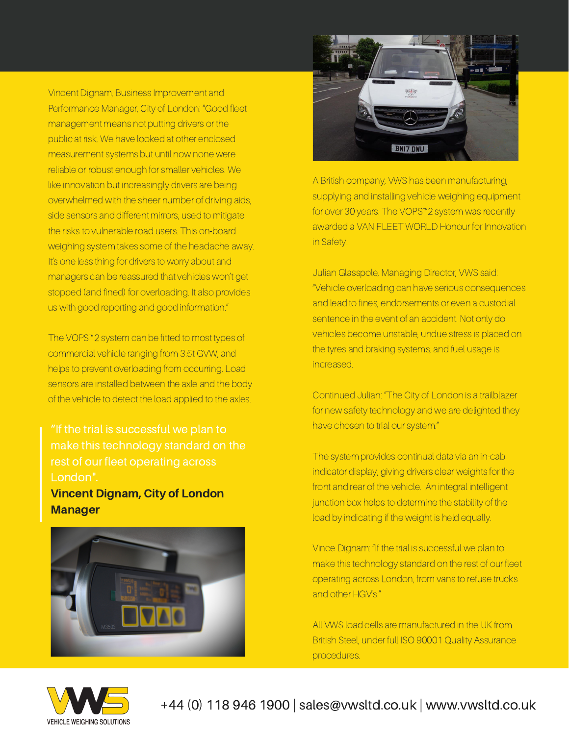Vincent Dignam, Business Improvement and Performance Manager, City of London: "Good fleet management means not putting drivers or the public at risk. We have looked at other enclosed measurement systems but until now none were reliable or robust enough for smaller vehicles. We like innovation but increasingly drivers are being overwhelmed with the sheer number of driving aids, side sensors and different mirrors, used to mitigate the risks to vulnerable road users. This on-board weighing system takes some of the headache away. It's one less thing for drivers to worry about and managers can be reassured that vehicles won't get stopped (and fined) for overloading. It also provides us with good reporting and good information."

The VOPS™2 system can be fitted to most types of commercial vehicle ranging from 3.5t GVW, and helps to prevent overloading from occurring. Load sensors are installed between the axle and the body of the vehicle to detect the load applied to the axles.

> "If the trial is successful we plan to make this technology standard on the rest of our fleet operating across London".
> **Vincent Dignam, City of London Manager**

A British company, VWS has been manufacturing, supplying and installing vehicle weighing equipment for over 30 years. The VOPS™2 system was recently awarded a VAN FLEET WORLD Honour for Innovation in Safety.

Julian Glasspole, Managing Director, VWS said: "Vehicle overloading can have serious consequences and lead to fines, endorsements or even a custodial sentence in the event of an accident. Not only do vehicles become unstable, undue stress is placed on the tyres and braking systems, and fuel usage is increased.

Continued Julian: "The City of London is a trailblazer for new safety technology and we are delighted they have chosen to trial our system."

The system provides continual data via an in-cab indicator display, giving drivers clear weights for the front and rear of the vehicle. An integral intelligent junction box helps to determine the stability of the load by indicating if the weight is held equally.

Vince Dignam: "If the trial is successful we plan to make this technology standard on the rest of our fleet operating across London, from vans to refuse trucks and other HGV's."

All VWS load cells are manufactured in the UK from British Steel, under full ISO 90001 Quality Assurance procedures.

VWS VEHICLE WEIGHING SOLUTIONS

+44 (0) 118 946 1900 | sales@vwsltd.co.uk | www.vwsltd.co.uk